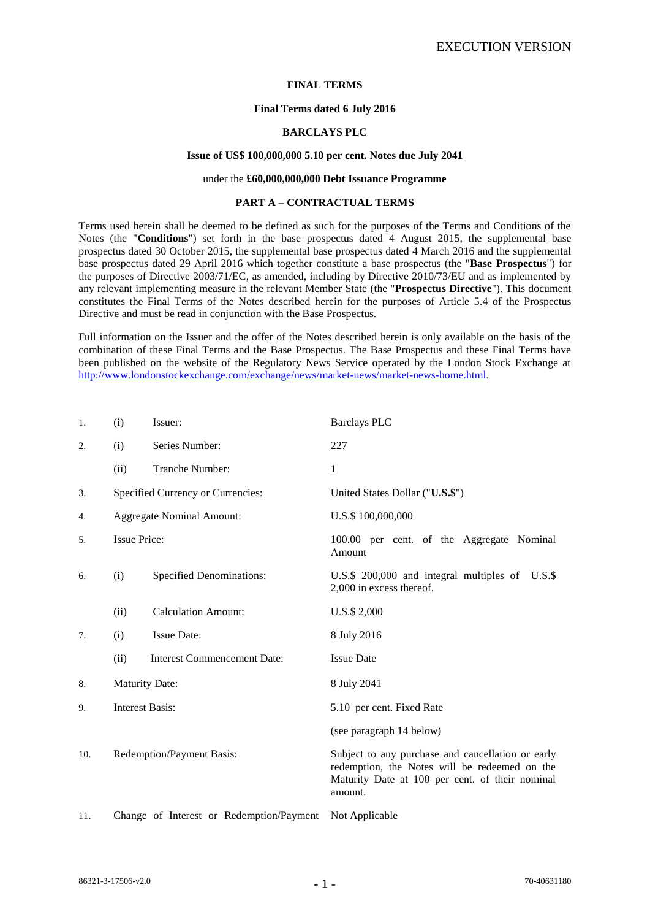EXECUTION VERSION

**FINAL TERMS**

**Final Terms dated 6 July 2016**

**BARCLAYS PLC**

**Issue of US$ 100,000,000 5.10 per cent. Notes due July 2041**

under the **£60,000,000,000 Debt Issuance Programme**

**PART A – CONTRACTUAL TERMS**

Terms used herein shall be deemed to be defined as such for the purposes of the Terms and Conditions of the Notes (the "**Conditions**") set forth in the base prospectus dated 4 August 2015, the supplemental base prospectus dated 30 October 2015, the supplemental base prospectus dated 4 March 2016 and the supplemental base prospectus dated 29 April 2016 which together constitute a base prospectus (the "**Base Prospectus**") for the purposes of Directive 2003/71/EC, as amended, including by Directive 2010/73/EU and as implemented by any relevant implementing measure in the relevant Member State (the "**Prospectus Directive**"). This document constitutes the Final Terms of the Notes described herein for the purposes of Article 5.4 of the Prospectus Directive and must be read in conjunction with the Base Prospectus.

Full information on the Issuer and the offer of the Notes described herein is only available on the basis of the combination of these Final Terms and the Base Prospectus. The Base Prospectus and these Final Terms have been published on the website of the Regulatory News Service operated by the London Stock Exchange at http://www.londonstockexchange.com/exchange/news/market-news/market-news-home.html.

| | | | |
|---|---|---|---|
| 1. | (i) | Issuer: | Barclays PLC |
| 2. | (i) | Series Number: | 227 |
| | (ii) | Tranche Number: | 1 |
| 3. | Specified Currency or Currencies: | | United States Dollar ("**U.S.$**") |
| 4. | Aggregate Nominal Amount: | | U.S.$ 100,000,000 |
| 5. | Issue Price: | | 100.00 per cent. of the Aggregate Nominal Amount |
| 6. | (i) | Specified Denominations: | U.S.$ 200,000 and integral multiples of U.S.$ 2,000 in excess thereof. |
| | (ii) | Calculation Amount: | U.S.$ 2,000 |
| 7. | (i) | Issue Date: | 8 July 2016 |
| | (ii) | Interest Commencement Date: | Issue Date |
| 8. | Maturity Date: | | 8 July 2041 |
| 9. | Interest Basis: | | 5.10 per cent. Fixed Rate<br><br>(see paragraph 14 below) |
| 10. | Redemption/Payment Basis: | | Subject to any purchase and cancellation or early redemption, the Notes will be redeemed on the Maturity Date at 100 per cent. of their nominal amount. |
| 11. | Change of Interest or Redemption/Payment | | Not Applicable |

86321-3-17506-v2.0 70-40631180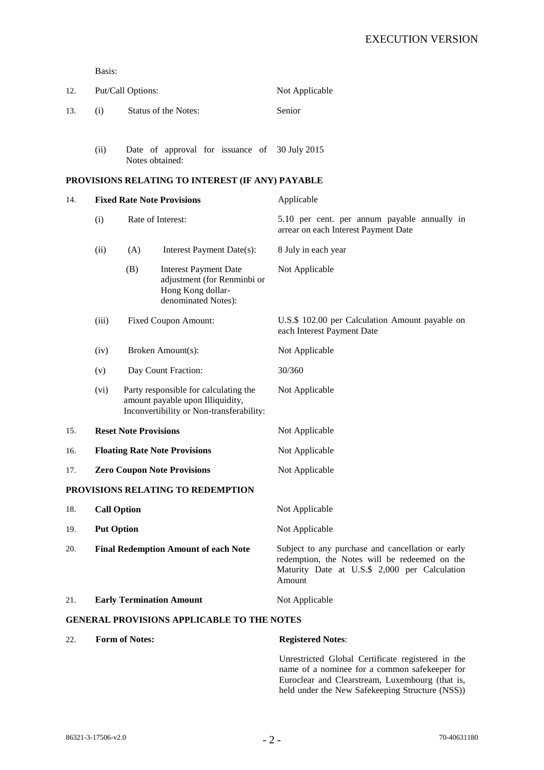Basis:

| | | |
|---|---|---|
| 12. | Put/Call Options: | Not Applicable |
| 13. | (i) Status of the Notes: | Senior |
| | (ii) Date of approval for issuance of Notes obtained: | 30 July 2015 |

**PROVISIONS RELATING TO INTEREST (IF ANY) PAYABLE**

| | | |
|---|---|---|
| 14. | **Fixed Rate Note Provisions** | Applicable |
| | (i) Rate of Interest: | 5.10 per cent. per annum payable annually in arrear on each Interest Payment Date |
| | (ii) (A) Interest Payment Date(s): | 8 July in each year |
| | (B) Interest Payment Date adjustment (for Renminbi or Hong Kong dollar-denominated Notes): | Not Applicable |
| | (iii) Fixed Coupon Amount: | U.S.$ 102.00 per Calculation Amount payable on each Interest Payment Date |
| | (iv) Broken Amount(s): | Not Applicable |
| | (v) Day Count Fraction: | 30/360 |
| | (vi) Party responsible for calculating the amount payable upon Illiquidity, Inconvertibility or Non-transferability: | Not Applicable |
| 15. | **Reset Note Provisions** | Not Applicable |
| 16. | **Floating Rate Note Provisions** | Not Applicable |
| 17. | **Zero Coupon Note Provisions** | Not Applicable |

**PROVISIONS RELATING TO REDEMPTION**

| | | |
|---|---|---|
| 18. | **Call Option** | Not Applicable |
| 19. | **Put Option** | Not Applicable |
| 20. | **Final Redemption Amount of each Note** | Subject to any purchase and cancellation or early redemption, the Notes will be redeemed on the Maturity Date at U.S.$ 2,000 per Calculation Amount |
| 21. | **Early Termination Amount** | Not Applicable |

**GENERAL PROVISIONS APPLICABLE TO THE NOTES**

| | | |
|---|---|---|
| 22. | **Form of Notes:** | **Registered Notes**: |
| | | Unrestricted Global Certificate registered in the name of a nominee for a common safekeeper for Euroclear and Clearstream, Luxembourg (that is, held under the New Safekeeping Structure (NSS)) |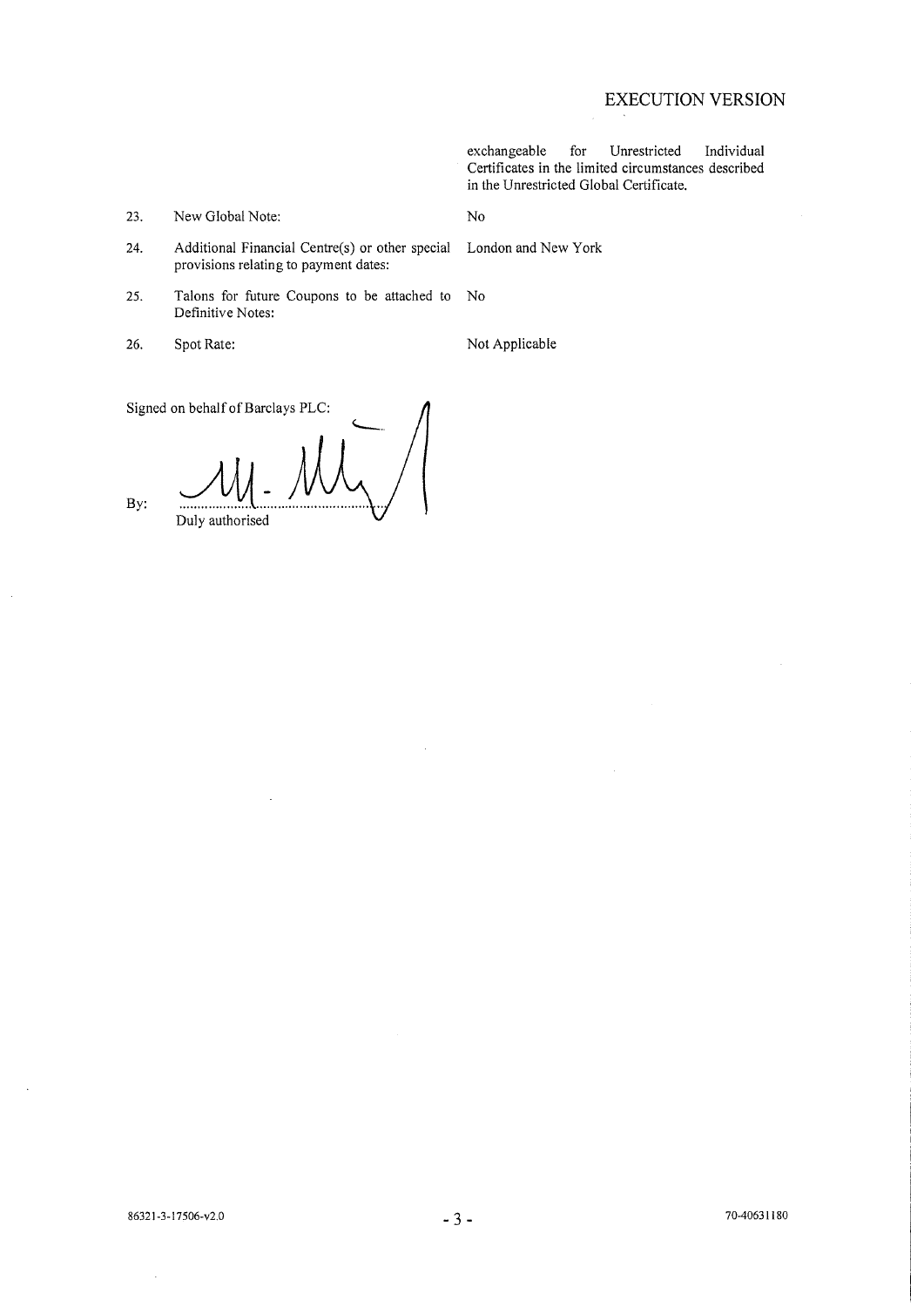| | | |
|---|---|---|
| | | exchangeable for Unrestricted Individual Certificates in the limited circumstances described in the Unrestricted Global Certificate. |
| 23. | New Global Note: | No |
| 24. | Additional Financial Centre(s) or other special provisions relating to payment dates: | London and New York |
| 25. | Talons for future Coupons to be attached to Definitive Notes: | No |
| 26. | Spot Rate: | Not Applicable |

Signed on behalf of Barclays PLC:

By: ..........................................
Duly authorised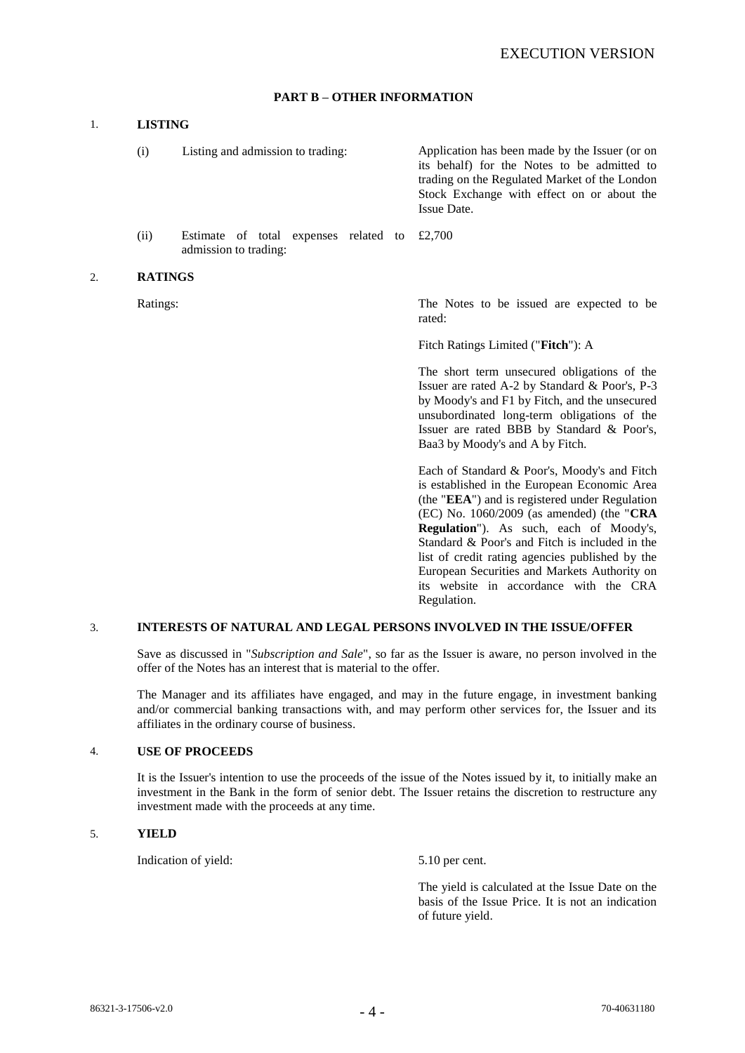## PART B – OTHER INFORMATION

### 1. LISTING

| | | |
|---|---|---|
| (i) | Listing and admission to trading: | Application has been made by the Issuer (or on its behalf) for the Notes to be admitted to trading on the Regulated Market of the London Stock Exchange with effect on or about the Issue Date. |
| (ii) | Estimate of total expenses related to admission to trading: | £2,700 |

### 2. RATINGS

Ratings: The Notes to be issued are expected to be rated:

Fitch Ratings Limited ("**Fitch**"): A

The short term unsecured obligations of the Issuer are rated A-2 by Standard & Poor's, P-3 by Moody's and F1 by Fitch, and the unsecured unsubordinated long-term obligations of the Issuer are rated BBB by Standard & Poor's, Baa3 by Moody's and A by Fitch.

Each of Standard & Poor's, Moody's and Fitch is established in the European Economic Area (the "**EEA**") and is registered under Regulation (EC) No. 1060/2009 (as amended) (the "**CRA Regulation**"). As such, each of Moody's, Standard & Poor's and Fitch is included in the list of credit rating agencies published by the European Securities and Markets Authority on its website in accordance with the CRA Regulation.

### 3. INTERESTS OF NATURAL AND LEGAL PERSONS INVOLVED IN THE ISSUE/OFFER

Save as discussed in "*Subscription and Sale*", so far as the Issuer is aware, no person involved in the offer of the Notes has an interest that is material to the offer.

The Manager and its affiliates have engaged, and may in the future engage, in investment banking and/or commercial banking transactions with, and may perform other services for, the Issuer and its affiliates in the ordinary course of business.

### 4. USE OF PROCEEDS

It is the Issuer's intention to use the proceeds of the issue of the Notes issued by it, to initially make an investment in the Bank in the form of senior debt. The Issuer retains the discretion to restructure any investment made with the proceeds at any time.

### 5. YIELD

Indication of yield: 5.10 per cent.

The yield is calculated at the Issue Date on the basis of the Issue Price. It is not an indication of future yield.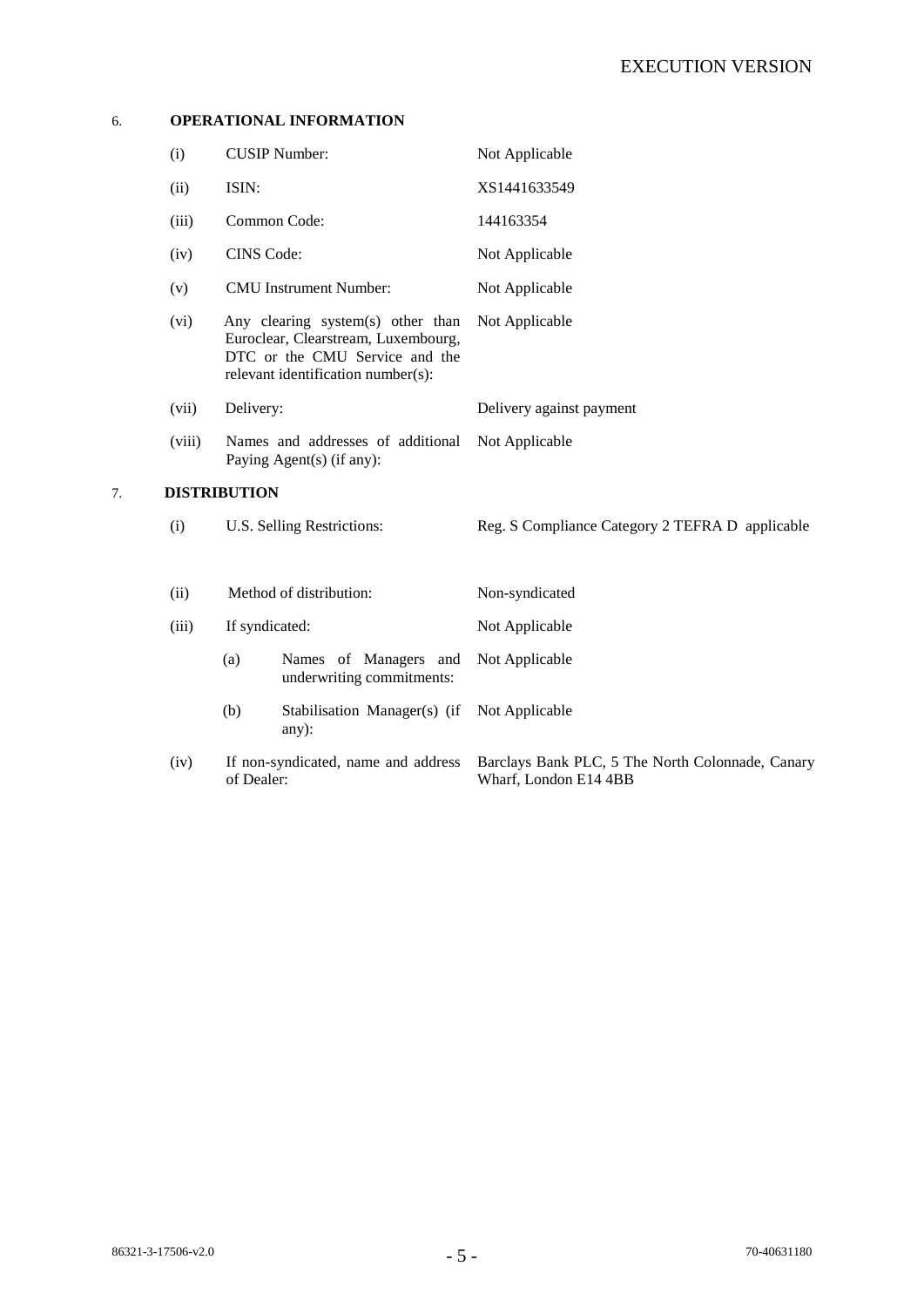## 6. OPERATIONAL INFORMATION

| | | |
|---|---|---|
| (i) | CUSIP Number: | Not Applicable |
| (ii) | ISIN: | XS1441633549 |
| (iii) | Common Code: | 144163354 |
| (iv) | CINS Code: | Not Applicable |
| (v) | CMU Instrument Number: | Not Applicable |
| (vi) | Any clearing system(s) other than Euroclear, Clearstream, Luxembourg, DTC or the CMU Service and the relevant identification number(s): | Not Applicable |
| (vii) | Delivery: | Delivery against payment |
| (viii) | Names and addresses of additional Paying Agent(s) (if any): | Not Applicable |

## 7. DISTRIBUTION

| | | |
|---|---|---|
| (i) | U.S. Selling Restrictions: | Reg. S Compliance Category 2 TEFRA D applicable |
| (ii) | Method of distribution: | Non-syndicated |
| (iii) | If syndicated: | Not Applicable |
| | (a) Names of Managers and underwriting commitments: | Not Applicable |
| | (b) Stabilisation Manager(s) (if any): | Not Applicable |
| (iv) | If non-syndicated, name and address of Dealer: | Barclays Bank PLC, 5 The North Colonnade, Canary Wharf, London E14 4BB |